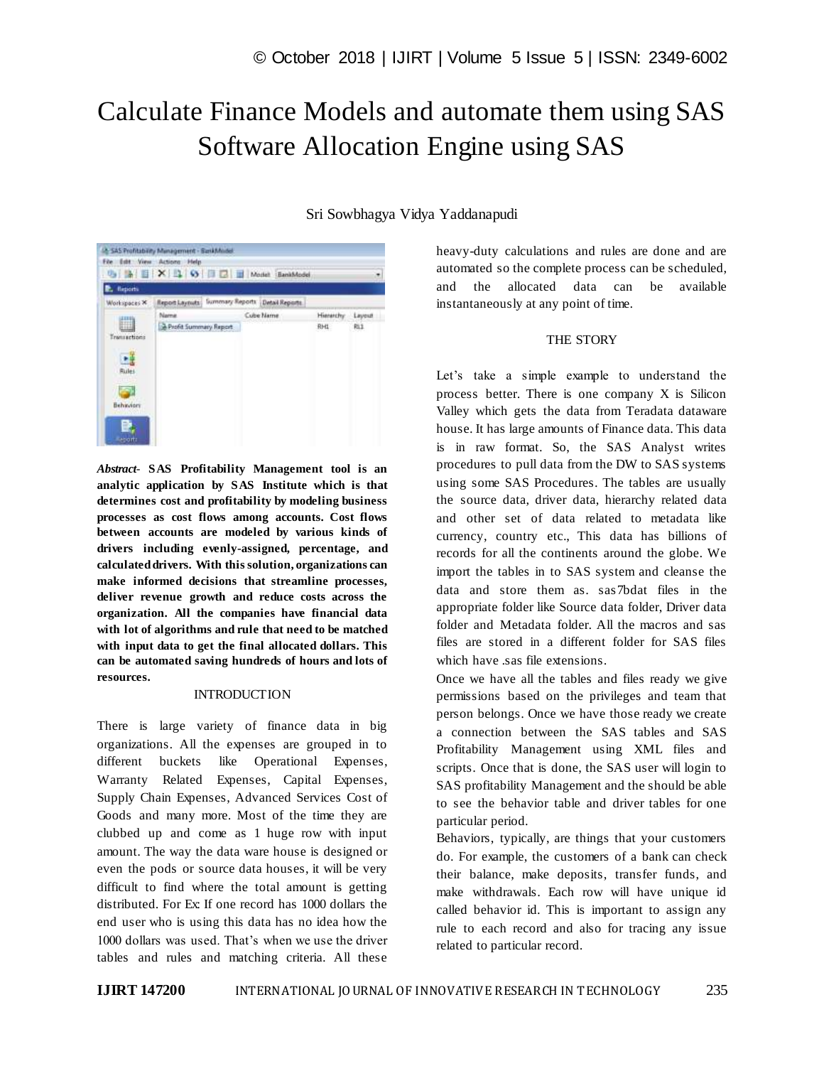# Calculate Finance Models and automate them using SAS Software Allocation Engine using SAS

Sri Sowbhagya Vidya Yaddanapudi

***Abstract-*** **SAS Profitability Management tool is an analytic application by SAS Institute which is that determines cost and profitability by modeling business processes as cost flows among accounts. Cost flows between accounts are modeled by various kinds of drivers including evenly-assigned, percentage, and calculated drivers. With this solution, organizations can make informed decisions that streamline business processes, deliver revenue growth and reduce costs across the organization. All the companies have financial data with lot of algorithms and rule that need to be matched with input data to get the final allocated dollars. This can be automated saving hundreds of hours and lots of resources.**

## INTRODUCTION

There is large variety of finance data in big organizations. All the expenses are grouped in to different buckets like Operational Expenses, Warranty Related Expenses, Capital Expenses, Supply Chain Expenses, Advanced Services Cost of Goods and many more. Most of the time they are clubbed up and come as 1 huge row with input amount. The way the data ware house is designed or even the pods or source data houses, it will be very difficult to find where the total amount is getting distributed. For Ex: If one record has 1000 dollars the end user who is using this data has no idea how the 1000 dollars was used. That's when we use the driver tables and rules and matching criteria. All these heavy-duty calculations and rules are done and are automated so the complete process can be scheduled, and the allocated data can be available instantaneously at any point of time.

## THE STORY

Let's take a simple example to understand the process better. There is one company X is Silicon Valley which gets the data from Teradata dataware house. It has large amounts of Finance data. This data is in raw format. So, the SAS Analyst writes procedures to pull data from the DW to SAS systems using some SAS Procedures. The tables are usually the source data, driver data, hierarchy related data and other set of data related to metadata like currency, country etc., This data has billions of records for all the continents around the globe. We import the tables in to SAS system and cleanse the data and store them as. sas7bdat files in the appropriate folder like Source data folder, Driver data folder and Metadata folder. All the macros and sas files are stored in a different folder for SAS files which have .sas file extensions.

Once we have all the tables and files ready we give permissions based on the privileges and team that person belongs. Once we have those ready we create a connection between the SAS tables and SAS Profitability Management using XML files and scripts. Once that is done, the SAS user will login to SAS profitability Management and the should be able to see the behavior table and driver tables for one particular period.

Behaviors, typically, are things that your customers do. For example, the customers of a bank can check their balance, make deposits, transfer funds, and make withdrawals. Each row will have unique id called behavior id. This is important to assign any rule to each record and also for tracing any issue related to particular record.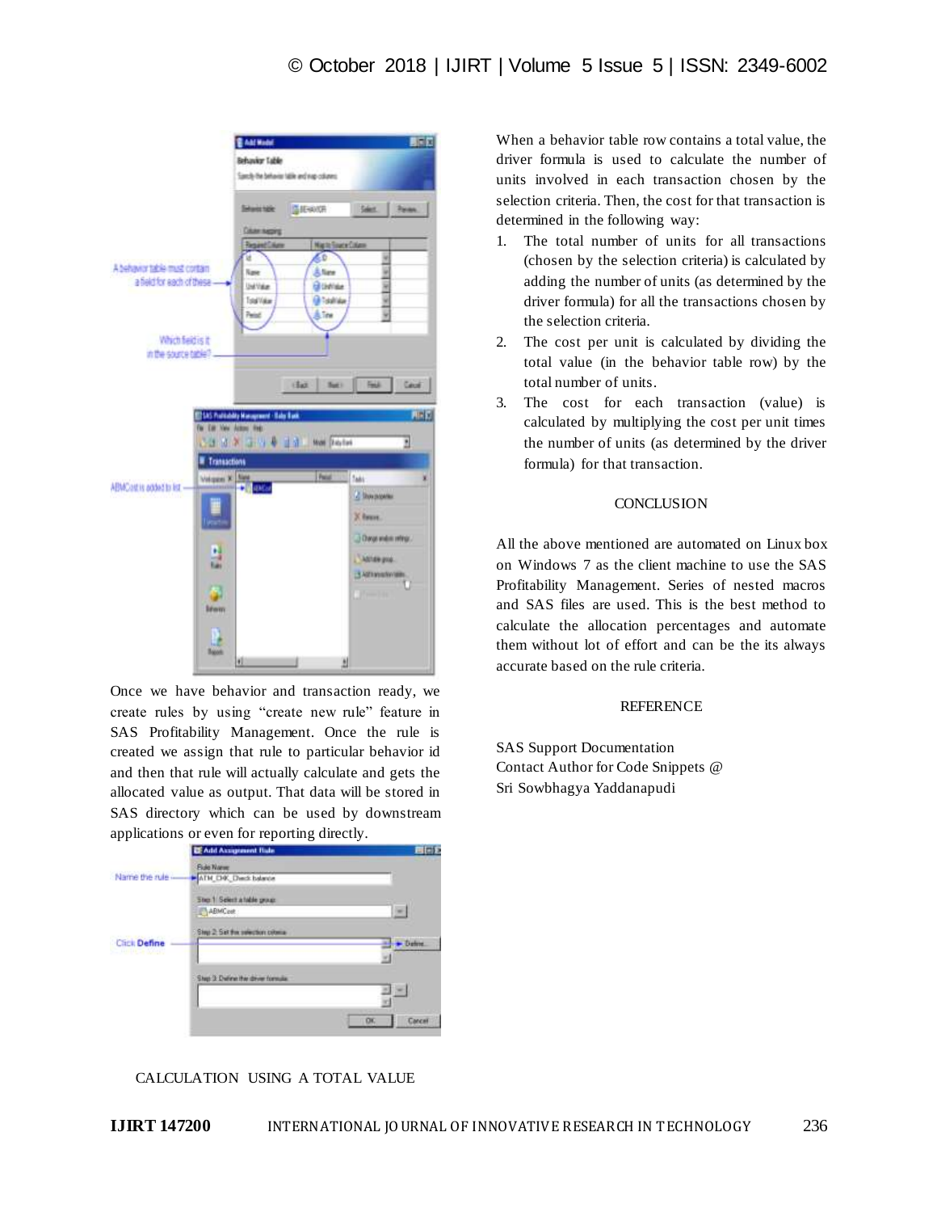Once we have behavior and transaction ready, we create rules by using "create new rule" feature in SAS Profitability Management. Once the rule is created we assign that rule to particular behavior id and then that rule will actually calculate and gets the allocated value as output. That data will be stored in SAS directory which can be used by downstream applications or even for reporting directly.

CALCULATION USING A TOTAL VALUE

When a behavior table row contains a total value, the driver formula is used to calculate the number of units involved in each transaction chosen by the selection criteria. Then, the cost for that transaction is determined in the following way:

1. The total number of units for all transactions (chosen by the selection criteria) is calculated by adding the number of units (as determined by the driver formula) for all the transactions chosen by the selection criteria.
2. The cost per unit is calculated by dividing the total value (in the behavior table row) by the total number of units.
3. The cost for each transaction (value) is calculated by multiplying the cost per unit times the number of units (as determined by the driver formula) for that transaction.

## CONCLUSION

All the above mentioned are automated on Linux box on Windows 7 as the client machine to use the SAS Profitability Management. Series of nested macros and SAS files are used. This is the best method to calculate the allocation percentages and automate them without lot of effort and can be the its always accurate based on the rule criteria.

## REFERENCE

SAS Support Documentation
Contact Author for Code Snippets @
Sri Sowbhagya Yaddanapudi